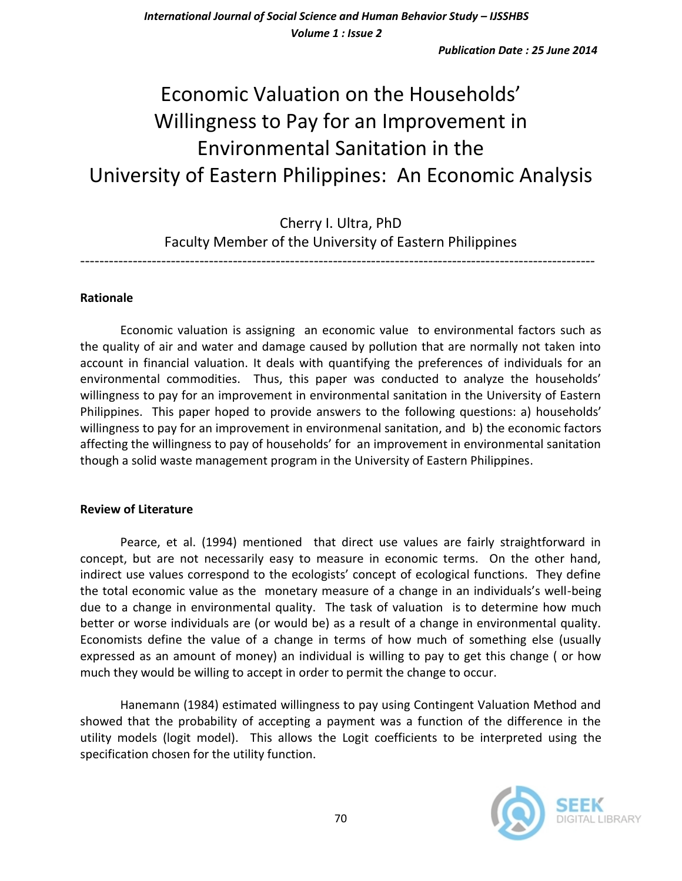# Economic Valuation on the Households' Willingness to Pay for an Improvement in Environmental Sanitation in the University of Eastern Philippines: An Economic Analysis

Cherry I. Ultra, PhD
Faculty Member of the University of Eastern Philippines

---

### Rationale

Economic valuation is assigning an economic value to environmental factors such as the quality of air and water and damage caused by pollution that are normally not taken into account in financial valuation. It deals with quantifying the preferences of individuals for an environmental commodities. Thus, this paper was conducted to analyze the households' willingness to pay for an improvement in environmental sanitation in the University of Eastern Philippines. This paper hoped to provide answers to the following questions: a) households' willingness to pay for an improvement in environmenal sanitation, and b) the economic factors affecting the willingness to pay of households' for an improvement in environmental sanitation though a solid waste management program in the University of Eastern Philippines.

### Review of Literature

Pearce, et al. (1994) mentioned that direct use values are fairly straightforward in concept, but are not necessarily easy to measure in economic terms. On the other hand, indirect use values correspond to the ecologists' concept of ecological functions. They define the total economic value as the monetary measure of a change in an individuals's well-being due to a change in environmental quality. The task of valuation is to determine how much better or worse individuals are (or would be) as a result of a change in environmental quality. Economists define the value of a change in terms of how much of something else (usually expressed as an amount of money) an individual is willing to pay to get this change ( or how much they would be willing to accept in order to permit the change to occur.

Hanemann (1984) estimated willingness to pay using Contingent Valuation Method and showed that the probability of accepting a payment was a function of the difference in the utility models (logit model). This allows the Logit coefficients to be interpreted using the specification chosen for the utility function.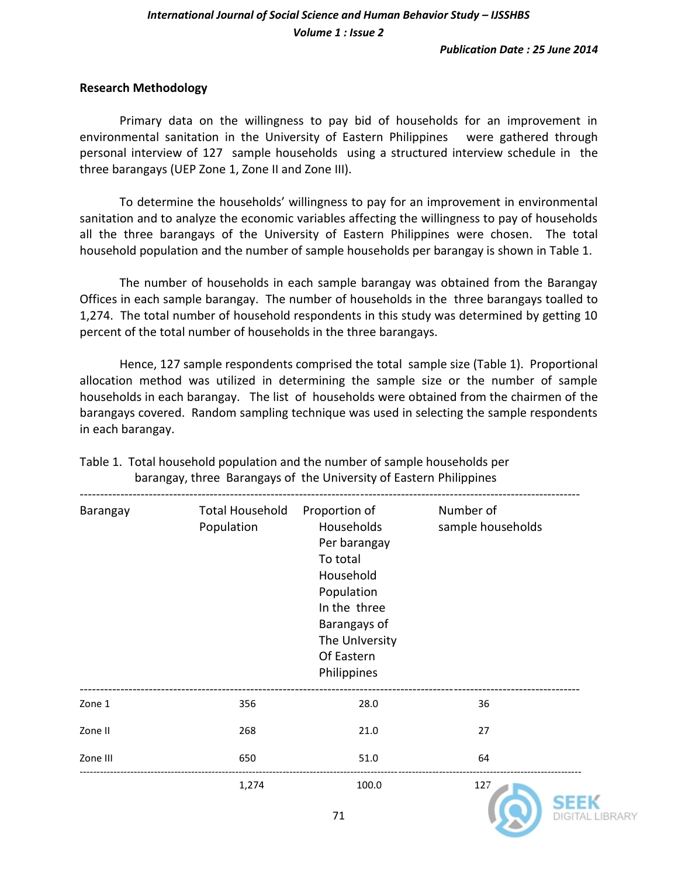## Research Methodology

Primary data on the willingness to pay bid of households for an improvement in environmental sanitation in the University of Eastern Philippines were gathered through personal interview of 127 sample households using a structured interview schedule in the three barangays (UEP Zone 1, Zone II and Zone III).

To determine the households' willingness to pay for an improvement in environmental sanitation and to analyze the economic variables affecting the willingness to pay of households all the three barangays of the University of Eastern Philippines were chosen. The total household population and the number of sample households per barangay is shown in Table 1.

The number of households in each sample barangay was obtained from the Barangay Offices in each sample barangay. The number of households in the three barangays toalled to 1,274. The total number of household respondents in this study was determined by getting 10 percent of the total number of households in the three barangays.

Hence, 127 sample respondents comprised the total sample size (Table 1). Proportional allocation method was utilized in determining the sample size or the number of sample households in each barangay. The list of households were obtained from the chairmen of the barangays covered. Random sampling technique was used in selecting the sample respondents in each barangay.

Table 1. Total household population and the number of sample households per barangay, three Barangays of the University of Eastern Philippines

| Barangay | Total Household Population | Proportion of Households Per barangay To total Household Population In the three Barangays of The UnIversity Of Eastern Philippines | Number of sample households |
|---|---|---|---|
| Zone 1 | 356 | 28.0 | 36 |
| Zone II | 268 | 21.0 | 27 |
| Zone III | 650 | 51.0 | 64 |
| | 1,274 | 100.0 | 127 |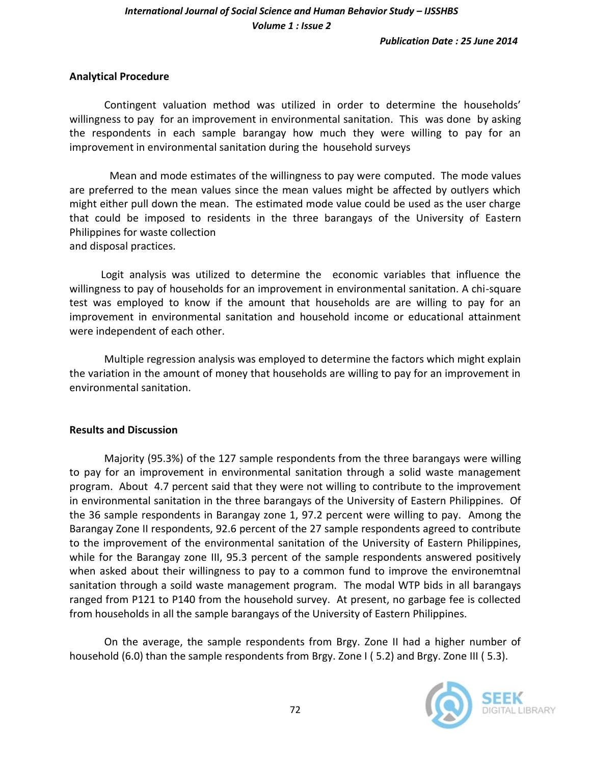## Analytical Procedure

Contingent valuation method was utilized in order to determine the households' willingness to pay for an improvement in environmental sanitation. This was done by asking the respondents in each sample barangay how much they were willing to pay for an improvement in environmental sanitation during the household surveys

Mean and mode estimates of the willingness to pay were computed. The mode values are preferred to the mean values since the mean values might be affected by outlyers which might either pull down the mean. The estimated mode value could be used as the user charge that could be imposed to residents in the three barangays of the University of Eastern Philippines for waste collection
and disposal practices.

Logit analysis was utilized to determine the economic variables that influence the willingness to pay of households for an improvement in environmental sanitation. A chi-square test was employed to know if the amount that households are are willing to pay for an improvement in environmental sanitation and household income or educational attainment were independent of each other.

Multiple regression analysis was employed to determine the factors which might explain the variation in the amount of money that households are willing to pay for an improvement in environmental sanitation.

## Results and Discussion

Majority (95.3%) of the 127 sample respondents from the three barangays were willing to pay for an improvement in environmental sanitation through a solid waste management program. About 4.7 percent said that they were not willing to contribute to the improvement in environmental sanitation in the three barangays of the University of Eastern Philippines. Of the 36 sample respondents in Barangay zone 1, 97.2 percent were willing to pay. Among the Barangay Zone II respondents, 92.6 percent of the 27 sample respondents agreed to contribute to the improvement of the environmental sanitation of the University of Eastern Philippines, while for the Barangay zone III, 95.3 percent of the sample respondents answered positively when asked about their willingness to pay to a common fund to improve the environemtnal sanitation through a soild waste management program. The modal WTP bids in all barangays ranged from P121 to P140 from the household survey. At present, no garbage fee is collected from households in all the sample barangays of the University of Eastern Philippines.

On the average, the sample respondents from Brgy. Zone II had a higher number of household (6.0) than the sample respondents from Brgy. Zone I ( 5.2) and Brgy. Zone III ( 5.3).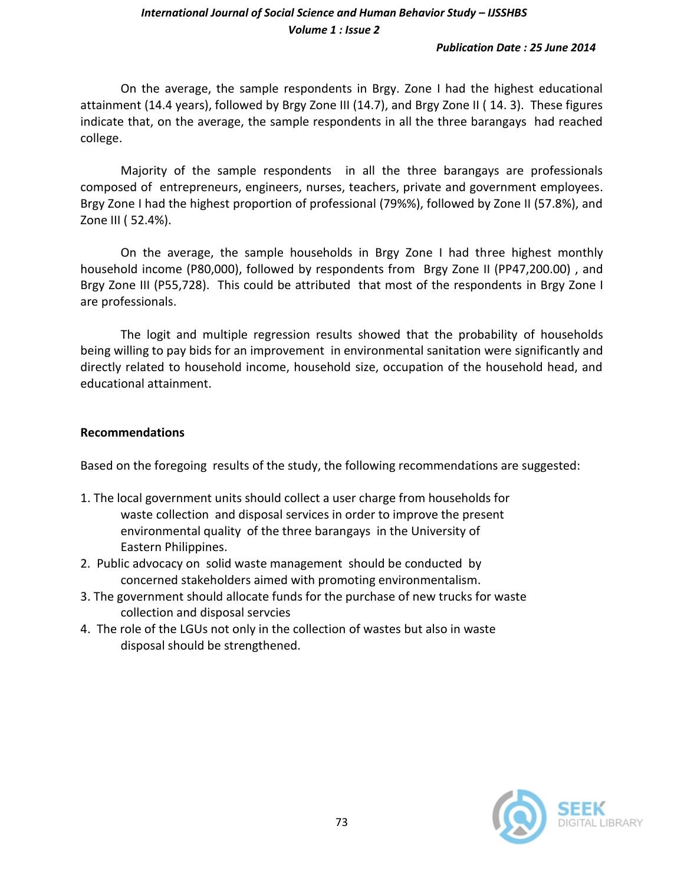On the average, the sample respondents in Brgy. Zone I had the highest educational attainment (14.4 years), followed by Brgy Zone III (14.7), and Brgy Zone II ( 14. 3). These figures indicate that, on the average, the sample respondents in all the three barangays had reached college.

Majority of the sample respondents in all the three barangays are professionals composed of entrepreneurs, engineers, nurses, teachers, private and government employees. Brgy Zone I had the highest proportion of professional (79%%), followed by Zone II (57.8%), and Zone III ( 52.4%).

On the average, the sample households in Brgy Zone I had three highest monthly household income (P80,000), followed by respondents from Brgy Zone II (PP47,200.00) , and Brgy Zone III (P55,728). This could be attributed that most of the respondents in Brgy Zone I are professionals.

The logit and multiple regression results showed that the probability of households being willing to pay bids for an improvement in environmental sanitation were significantly and directly related to household income, household size, occupation of the household head, and educational attainment.

**Recommendations**

Based on the foregoing results of the study, the following recommendations are suggested:

1. The local government units should collect a user charge from households for waste collection and disposal services in order to improve the present environmental quality of the three barangays in the University of Eastern Philippines.
2. Public advocacy on solid waste management should be conducted by concerned stakeholders aimed with promoting environmentalism.
3. The government should allocate funds for the purchase of new trucks for waste collection and disposal servcies
4. The role of the LGUs not only in the collection of wastes but also in waste disposal should be strengthened.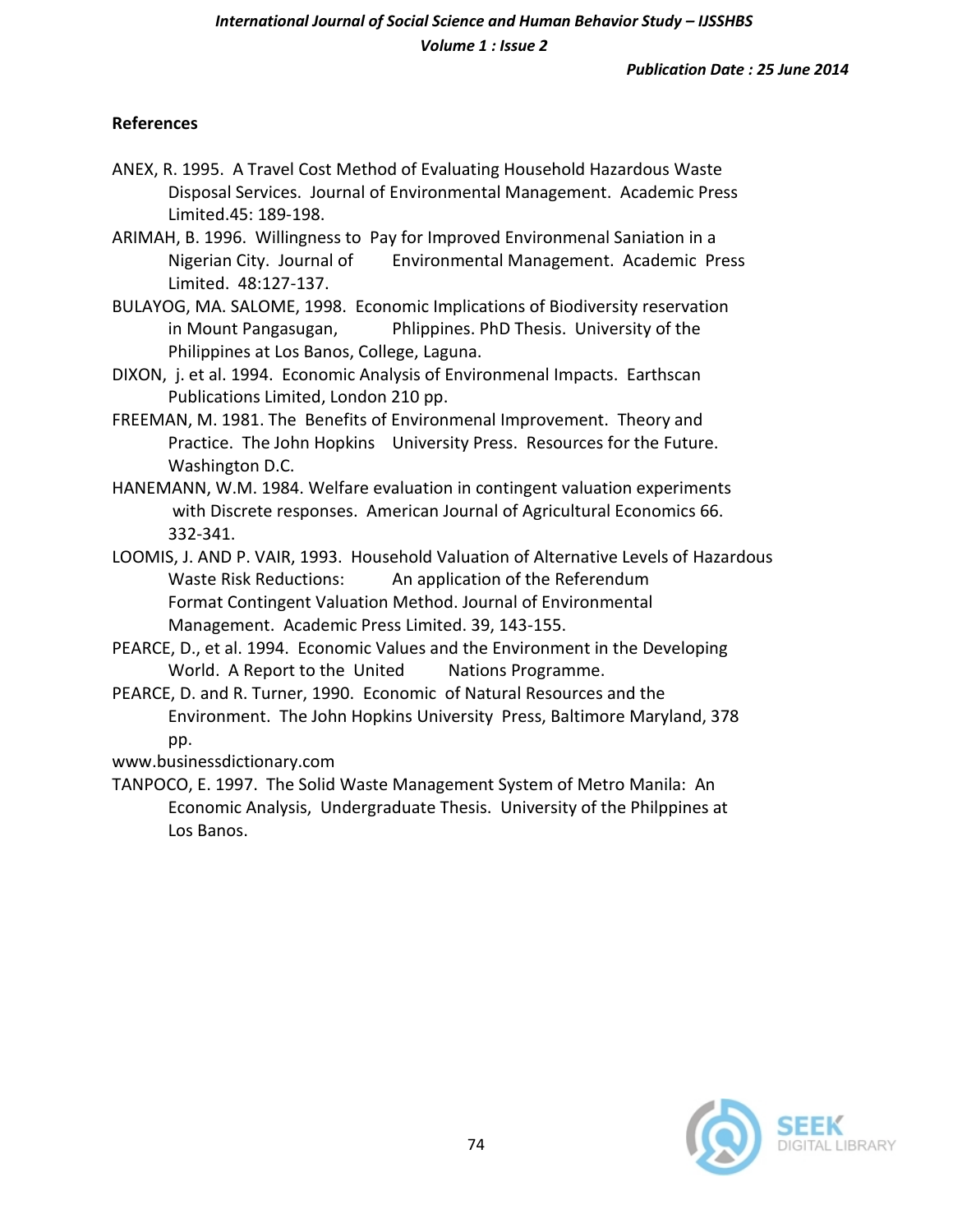## References

ANEX, R. 1995. A Travel Cost Method of Evaluating Household Hazardous Waste Disposal Services. Journal of Environmental Management. Academic Press Limited.45: 189-198.

ARIMAH, B. 1996. Willingness to Pay for Improved Environmenal Saniation in a Nigerian City. Journal of Environmental Management. Academic Press Limited. 48:127-137.

BULAYOG, MA. SALOME, 1998. Economic Implications of Biodiversity reservation in Mount Pangasugan, Phlippines. PhD Thesis. University of the Philippines at Los Banos, College, Laguna.

DIXON, j. et al. 1994. Economic Analysis of Environmenal Impacts. Earthscan Publications Limited, London 210 pp.

FREEMAN, M. 1981. The Benefits of Environmenal Improvement. Theory and Practice. The John Hopkins University Press. Resources for the Future. Washington D.C.

HANEMANN, W.M. 1984. Welfare evaluation in contingent valuation experiments with Discrete responses. American Journal of Agricultural Economics 66. 332-341.

LOOMIS, J. AND P. VAIR, 1993. Household Valuation of Alternative Levels of Hazardous Waste Risk Reductions: An application of the Referendum Format Contingent Valuation Method. Journal of Environmental Management. Academic Press Limited. 39, 143-155.

PEARCE, D., et al. 1994. Economic Values and the Environment in the Developing World. A Report to the United Nations Programme.

PEARCE, D. and R. Turner, 1990. Economic of Natural Resources and the Environment. The John Hopkins University Press, Baltimore Maryland, 378 pp.

www.businessdictionary.com

TANPOCO, E. 1997. The Solid Waste Management System of Metro Manila: An Economic Analysis, Undergraduate Thesis. University of the Philppines at Los Banos.